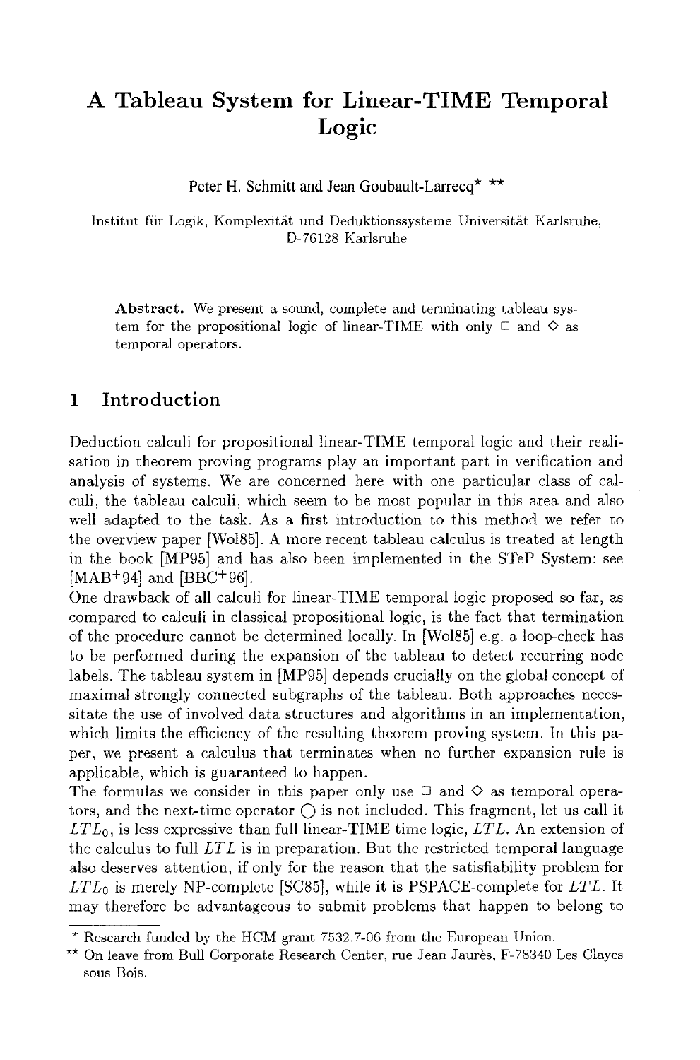# A Tableau System for Linear-TIME Temporal Logic

Peter H. Schmitt and Jean Goubault-Larrecq* **

Institut für Logik, Komplexität und Deduktionssysteme Universität Karlsruhe, D-76128 Karlsruhe

**Abstract.** We present a sound, complete and terminating tableau system for the propositional logic of linear-TIME with only $\Box$ and $\Diamond$ as temporal operators.

## 1 Introduction

Deduction calculi for propositional linear-TIME temporal logic and their realisation in theorem proving programs play an important part in verification and analysis of systems. We are concerned here with one particular class of calculi, the tableau calculi, which seem to be most popular in this area and also well adapted to the task. As a first introduction to this method we refer to the overview paper [Wol85]. A more recent tableau calculus is treated at length in the book [MP95] and has also been implemented in the STeP System: see [MAB+94] and [BBC+96].

One drawback of all calculi for linear-TIME temporal logic proposed so far, as compared to calculi in classical propositional logic, is the fact that termination of the procedure cannot be determined locally. In [Wol85] e.g. a loop-check has to be performed during the expansion of the tableau to detect recurring node labels. The tableau system in [MP95] depends crucially on the global concept of maximal strongly connected subgraphs of the tableau. Both approaches necessitate the use of involved data structures and algorithms in an implementation, which limits the efficiency of the resulting theorem proving system. In this paper, we present a calculus that terminates when no further expansion rule is applicable, which is guaranteed to happen.

The formulas we consider in this paper only use $\Box$ and $\Diamond$ as temporal operators, and the next-time operator $\bigcirc$ is not included. This fragment, let us call it $LTL_0$, is less expressive than full linear-TIME time logic, $LTL$. An extension of the calculus to full $LTL$ is in preparation. But the restricted temporal language also deserves attention, if only for the reason that the satisfiability problem for $LTL_0$ is merely NP-complete [SC85], while it is PSPACE-complete for $LTL$. It may therefore be advantageous to submit problems that happen to belong to

---

* Research funded by the HCM grant 7532.7-06 from the European Union.

** On leave from Bull Corporate Research Center, rue Jean Jaurès, F-78340 Les Clayes sous Bois.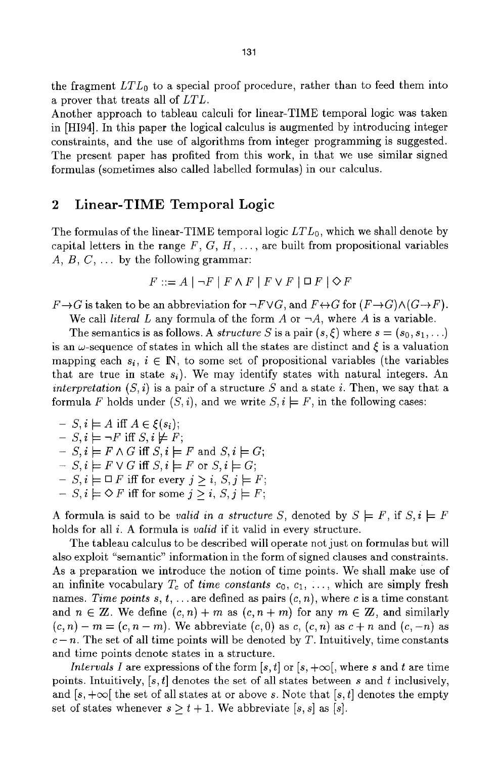the fragment $LTL_0$ to a special proof procedure, rather than to feed them into a prover that treats all of $LTL$.

Another approach to tableau calculi for linear-TIME temporal logic was taken in [HI94]. In this paper the logical calculus is augmented by introducing integer constraints, and the use of algorithms from integer programming is suggested. The present paper has profited from this work, in that we use similar signed formulas (sometimes also called labelled formulas) in our calculus.

## 2 Linear-TIME Temporal Logic

The formulas of the linear-TIME temporal logic $LTL_0$, which we shall denote by capital letters in the range $F$, $G$, $H$, ..., are built from propositional variables $A$, $B$, $C$, ... by the following grammar:

$$F ::= A \mid \neg F \mid F \wedge F \mid F \vee F \mid \Box F \mid \Diamond F$$

$F \rightarrow G$ is taken to be an abbreviation for $\neg F \vee G$, and $F \leftrightarrow G$ for $(F \rightarrow G) \wedge (G \rightarrow F)$.

We call *literal* $L$ any formula of the form $A$ or $\neg A$, where $A$ is a variable.

The semantics is as follows. A *structure* $S$ is a pair $(s, \xi)$ where $s = (s_0, s_1, \ldots)$ is an $\omega$-sequence of states in which all the states are distinct and $\xi$ is a valuation mapping each $s_i$, $i \in \mathbb{N}$, to some set of propositional variables (the variables that are true in state $s_i$). We may identify states with natural integers. An *interpretation* $(S, i)$ is a pair of a structure $S$ and a state $i$. Then, we say that a formula $F$ holds under $(S, i)$, and we write $S, i \models F$, in the following cases:

- $S, i \models A$ iff $A \in \xi(s_i)$;
- $S, i \models \neg F$ iff $S, i \not\models F$;
- $S, i \models F \wedge G$ iff $S, i \models F$ and $S, i \models G$;
- $S, i \models F \vee G$ iff $S, i \models F$ or $S, i \models G$;
- $S, i \models \Box F$ iff for every $j \geq i$, $S, j \models F$;
- $S, i \models \Diamond F$ iff for some $j \geq i$, $S, j \models F$;

A formula is said to be *valid in a structure* $S$, denoted by $S \models F$, if $S, i \models F$ holds for all $i$. A formula is *valid* if it valid in every structure.

The tableau calculus to be described will operate not just on formulas but will also exploit "semantic" information in the form of signed clauses and constraints. As a preparation we introduce the notion of time points. We shall make use of an infinite vocabulary $T_c$ of *time constants* $c_0$, $c_1$, ..., which are simply fresh names. *Time points* $s$, $t$, ... are defined as pairs $(c, n)$, where $c$ is a time constant and $n \in \mathbb{Z}$. We define $(c, n) + m$ as $(c, n + m)$ for any $m \in \mathbb{Z}$, and similarly $(c, n) - m = (c, n - m)$. We abbreviate $(c, 0)$ as $c$, $(c, n)$ as $c + n$ and $(c, -n)$ as $c - n$. The set of all time points will be denoted by $T$. Intuitively, time constants and time points denote states in a structure.

*Intervals* $I$ are expressions of the form $[s, t]$ or $[s, +\infty[$, where $s$ and $t$ are time points. Intuitively, $[s, t]$ denotes the set of all states between $s$ and $t$ inclusively, and $[s, +\infty[$ the set of all states at or above $s$. Note that $[s, t]$ denotes the empty set of states whenever $s \geq t + 1$. We abbreviate $[s, s]$ as $[s]$.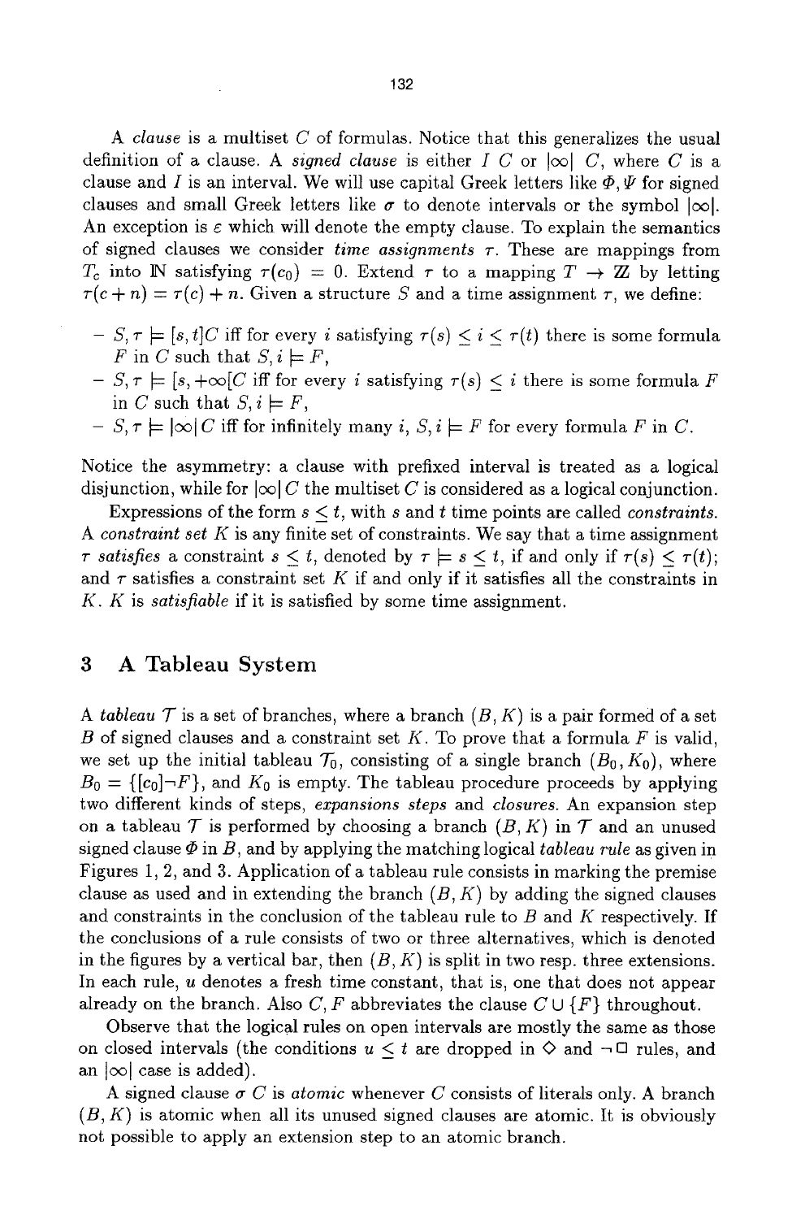A *clause* is a multiset $C$ of formulas. Notice that this generalizes the usual definition of a clause. A *signed clause* is either $I\ C$ or $|\infty|\ C$, where $C$ is a clause and $I$ is an interval. We will use capital Greek letters like $\Phi, \Psi$ for signed clauses and small Greek letters like $\sigma$ to denote intervals or the symbol $|\infty|$. An exception is $\varepsilon$ which will denote the empty clause. To explain the semantics of signed clauses we consider *time assignments* $\tau$. These are mappings from $T_c$ into $\mathbb{N}$ satisfying $\tau(c_0) = 0$. Extend $\tau$ to a mapping $T \to \mathbb{Z}$ by letting $\tau(c + n) = \tau(c) + n$. Given a structure $S$ and a time assignment $\tau$, we define:

- $S, \tau \models [s, t]C$ iff for every $i$ satisfying $\tau(s) \leq i \leq \tau(t)$ there is some formula $F$ in $C$ such that $S, i \models F$,
- $S, \tau \models [s, +\infty[C$ iff for every $i$ satisfying $\tau(s) \leq i$ there is some formula $F$ in $C$ such that $S, i \models F$,
- $S, \tau \models |\infty|\, C$ iff for infinitely many $i$, $S, i \models F$ for every formula $F$ in $C$.

Notice the asymmetry: a clause with prefixed interval is treated as a logical disjunction, while for $|\infty|\, C$ the multiset $C$ is considered as a logical conjunction.

Expressions of the form $s \leq t$, with $s$ and $t$ time points are called *constraints.* A *constraint set* $K$ is any finite set of constraints. We say that a time assignment $\tau$ *satisfies* a constraint $s \leq t$, denoted by $\tau \models s \leq t$, if and only if $\tau(s) \leq \tau(t)$; and $\tau$ satisfies a constraint set $K$ if and only if it satisfies all the constraints in $K$. $K$ is *satisfiable* if it is satisfied by some time assignment.

## 3 A Tableau System

A *tableau* $\mathcal{T}$ is a set of branches, where a branch $(B, K)$ is a pair formed of a set $B$ of signed clauses and a constraint set $K$. To prove that a formula $F$ is valid, we set up the initial tableau $\mathcal{T}_0$, consisting of a single branch $(B_0, K_0)$, where $B_0 = \{[c_0]\neg F\}$, and $K_0$ is empty. The tableau procedure proceeds by applying two different kinds of steps, *expansions steps* and *closures.* An expansion step on a tableau $\mathcal{T}$ is performed by choosing a branch $(B, K)$ in $\mathcal{T}$ and an unused signed clause $\Phi$ in $B$, and by applying the matching logical *tableau rule* as given in Figures 1, 2, and 3. Application of a tableau rule consists in marking the premise clause as used and in extending the branch $(B, K)$ by adding the signed clauses and constraints in the conclusion of the tableau rule to $B$ and $K$ respectively. If the conclusions of a rule consists of two or three alternatives, which is denoted in the figures by a vertical bar, then $(B, K)$ is split in two resp. three extensions. In each rule, $u$ denotes a fresh time constant, that is, one that does not appear already on the branch. Also $C, F$ abbreviates the clause $C \cup \{F\}$ throughout.

Observe that the logical rules on open intervals are mostly the same as those on closed intervals (the conditions $u \leq t$ are dropped in $\Diamond$ and $\neg\Box$ rules, and an $|\infty|$ case is added).

A signed clause $\sigma\ C$ is *atomic* whenever $C$ consists of literals only. A branch $(B, K)$ is atomic when all its unused signed clauses are atomic. It is obviously not possible to apply an extension step to an atomic branch.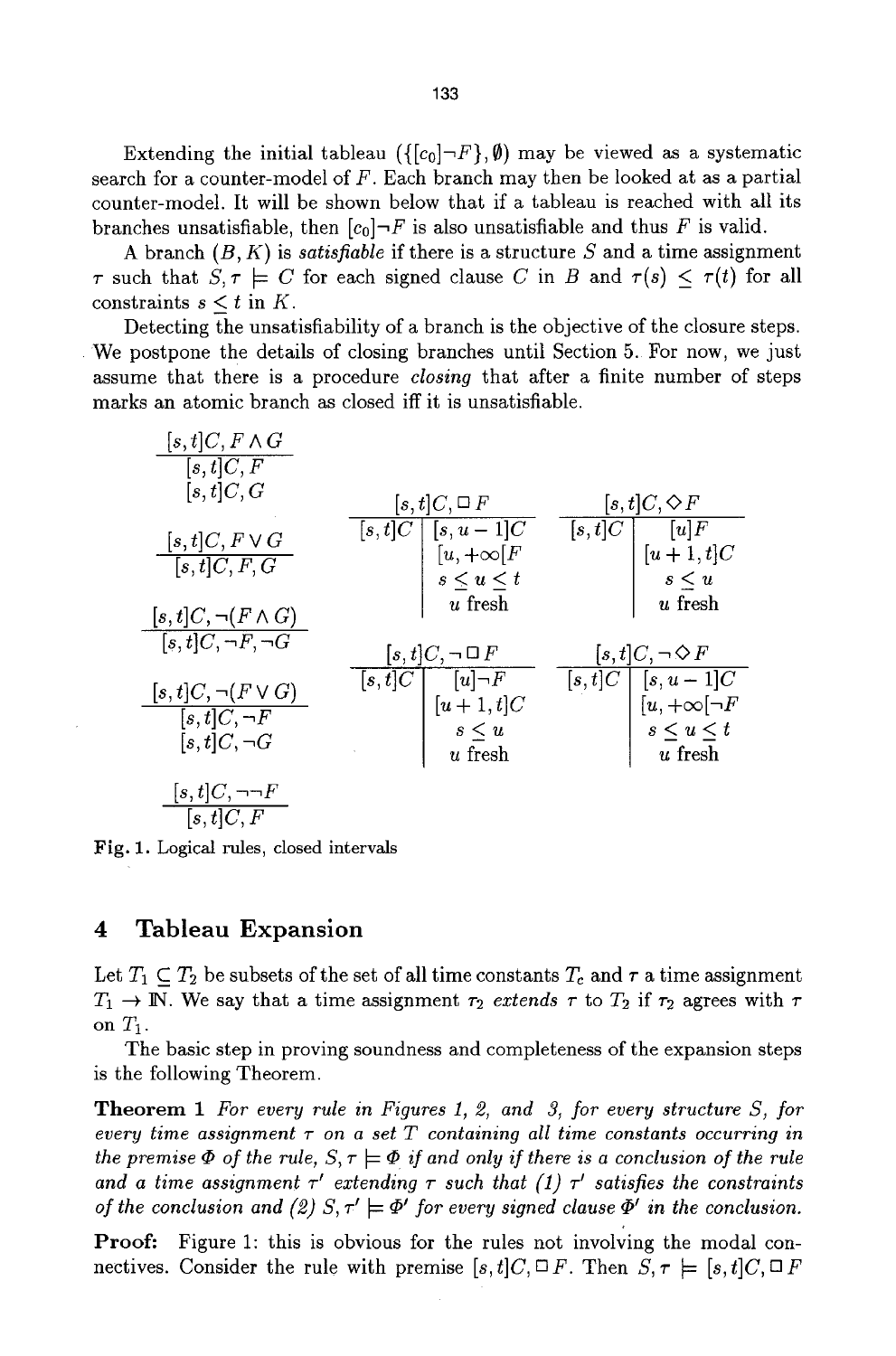Extending the initial tableau $(\{[c_0]\neg F\}, \emptyset)$ may be viewed as a systematic search for a counter-model of $F$. Each branch may then be looked at as a partial counter-model. It will be shown below that if a tableau is reached with all its branches unsatisfiable, then $[c_0]\neg F$ is also unsatisfiable and thus $F$ is valid.

A branch $(B, K)$ is *satisfiable* if there is a structure $S$ and a time assignment $\tau$ such that $S, \tau \models C$ for each signed clause $C$ in $B$ and $\tau(s) \leq \tau(t)$ for all constraints $s \leq t$ in $K$.

Detecting the unsatisfiability of a branch is the objective of the closure steps. We postpone the details of closing branches until Section 5. For now, we just assume that there is a procedure *closing* that after a finite number of steps marks an atomic branch as closed iff it is unsatisfiable.

$$\frac{[s,t]C, F \wedge G}{\begin{array}{c}[s,t]C, F\\ [s,t]C, G\end{array}}$$

$$\frac{[s,t]C, F \vee G}{[s,t]C, F, G}$$

$$\frac{[s,t]C, \neg(F \wedge G)}{[s,t]C, \neg F, \neg G}$$

$$\frac{[s,t]C, \neg(F \vee G)}{\begin{array}{c}[s,t]C, \neg F\\ [s,t]C, \neg G\end{array}}$$

$$\frac{[s,t]C, \neg\neg F}{[s,t]C, F}$$

$$\frac{[s,t]C, \Box F}{[s,t]C \;\Big|\; \begin{array}{c}[s,u-1]C\\ [u,+\infty[F\\ s \leq u \leq t\\ u \text{ fresh}\end{array}}$$

$$\frac{[s,t]C, \Diamond F}{[s,t]C \;\Big|\; \begin{array}{c}[u]F\\ [u+1,t]C\\ s \leq u\\ u \text{ fresh}\end{array}}$$

$$\frac{[s,t]C, \neg\Box F}{[s,t]C \;\Big|\; \begin{array}{c}[u]\neg F\\ [u+1,t]C\\ s \leq u\\ u \text{ fresh}\end{array}}$$

$$\frac{[s,t]C, \neg\Diamond F}{[s,t]C \;\Big|\; \begin{array}{c}[s,u-1]C\\ [u,+\infty[\neg F\\ s \leq u \leq t\\ u \text{ fresh}\end{array}}$$

**Fig. 1.** Logical rules, closed intervals

## 4 Tableau Expansion

Let $T_1 \subseteq T_2$ be subsets of the set of all time constants $T_c$ and $\tau$ a time assignment $T_1 \to \mathbb{N}$. We say that a time assignment $\tau_2$ *extends* $\tau$ to $T_2$ if $\tau_2$ agrees with $\tau$ on $T_1$.

The basic step in proving soundness and completeness of the expansion steps is the following Theorem.

**Theorem 1** *For every rule in Figures 1, 2, and 3, for every structure $S$, for every time assignment $\tau$ on a set $T$ containing all time constants occurring in the premise $\Phi$ of the rule, $S, \tau \models \Phi$ if and only if there is a conclusion of the rule and a time assignment $\tau'$ extending $\tau$ such that (1) $\tau'$ satisfies the constraints of the conclusion and (2) $S, \tau' \models \Phi'$ for every signed clause $\Phi'$ in the conclusion.*

**Proof:** Figure 1: this is obvious for the rules not involving the modal connectives. Consider the rule with premise $[s,t]C, \Box F$. Then $S, \tau \models [s,t]C, \Box F$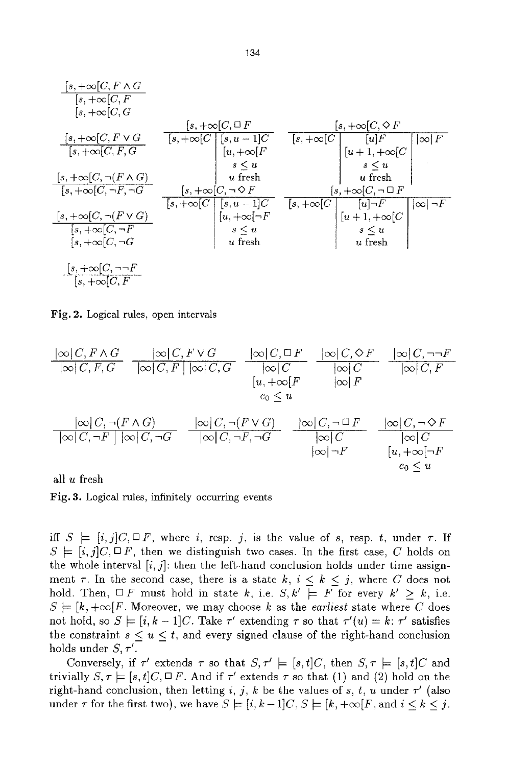$$\frac{[s,+\infty[C, F\wedge G}{\begin{array}{l}[s,+\infty[C,F\\ [s,+\infty[C,G\end{array}}$$

$$\frac{[s,+\infty[C, F\vee G}{[s,+\infty[C,F,G}$$

$$\frac{[s,+\infty[C, \neg(F\wedge G)}{[s,+\infty[C,\neg F,\neg G}$$

$$\frac{[s,+\infty[C, \neg(F\vee G)}{\begin{array}{l}[s,+\infty[C,\neg F\\ [s,+\infty[C,\neg G\end{array}}$$

$$\frac{[s,+\infty[C, \neg\neg F}{[s,+\infty[C,F}$$

$$\frac{[s,+\infty[C, \Box F}{[s,+\infty[C \;\Big|\; \begin{array}{l}[s,u-1]C\\ [u,+\infty[F\\ s\le u\\ u \text{ fresh}\end{array}}$$

$$\frac{[s,+\infty[C, \Diamond F}{[s,+\infty[C \;\Big|\; \begin{array}{l}[u]F\\ [u+1,+\infty[C\\ s\le u\\ u \text{ fresh}\end{array} \;\Big|\; |\infty|\,F}$$

$$\frac{[s,+\infty[C, \neg\Diamond F}{[s,+\infty[C \;\Big|\; \begin{array}{l}[s,u-1]C\\ [u,+\infty[\neg F\\ s\le u\\ u \text{ fresh}\end{array}}$$

$$\frac{[s,+\infty[C, \neg\Box F}{[s,+\infty[C \;\Big|\; \begin{array}{l}[u]\neg F\\ [u+1,+\infty[C\\ s\le u\\ u \text{ fresh}\end{array} \;\Big|\; |\infty|\,\neg F}$$

**Fig. 2.** Logical rules, open intervals

$$\frac{|\infty|\,C, F\wedge G}{|\infty|\,C,F,G} \qquad \frac{|\infty|\,C, F\vee G}{|\infty|\,C,F \;\big|\; |\infty|\,C,G} \qquad \frac{|\infty|\,C, \Box F}{\begin{array}{l}|\infty|\,C\\ [u,+\infty[F\\ c_0\le u\end{array}} \qquad \frac{|\infty|\,C, \Diamond F}{\begin{array}{l}|\infty|\,C\\ |\infty|\,F\end{array}} \qquad \frac{|\infty|\,C, \neg\neg F}{|\infty|\,C,F}$$

$$\frac{|\infty|\,C, \neg(F\wedge G)}{|\infty|\,C,\neg F \;\big|\; |\infty|\,C,\neg G} \qquad \frac{|\infty|\,C, \neg(F\vee G)}{|\infty|\,C,\neg F,\neg G} \qquad \frac{|\infty|\,C, \neg\Box F}{\begin{array}{l}|\infty|\,C\\ |\infty|\,\neg F\end{array}} \qquad \frac{|\infty|\,C, \neg\Diamond F}{\begin{array}{l}|\infty|\,C\\ [u,+\infty[\neg F\\ c_0\le u\end{array}}$$

all $u$ fresh

**Fig. 3.** Logical rules, infinitely occurring events

iff $S \models [i,j]C, \Box F$, where $i$, resp. $j$, is the value of $s$, resp. $t$, under $\tau$. If $S \models [i,j]C, \Box F$, then we distinguish two cases. In the first case, $C$ holds on the whole interval $[i,j]$: then the left-hand conclusion holds under time assignment $\tau$. In the second case, there is a state $k$, $i \le k \le j$, where $C$ does not hold. Then, $\Box F$ must hold in state $k$, i.e. $S, k' \models F$ for every $k' \ge k$, i.e. $S \models [k,+\infty[F$. Moreover, we may choose $k$ as the *earliest* state where $C$ does not hold, so $S \models [i,k-1]C$. Take $\tau'$ extending $\tau$ so that $\tau'(u) = k$: $\tau'$ satisfies the constraint $s \le u \le t$, and every signed clause of the right-hand conclusion holds under $S, \tau'$.

Conversely, if $\tau'$ extends $\tau$ so that $S, \tau' \models [s,t]C$, then $S, \tau \models [s,t]C$ and trivially $S, \tau \models [s,t]C, \Box F$. And if $\tau'$ extends $\tau$ so that (1) and (2) hold on the right-hand conclusion, then letting $i$, $j$, $k$ be the values of $s$, $t$, $u$ under $\tau'$ (also under $\tau$ for the first two), we have $S \models [i,k-1]C$, $S \models [k,+\infty[F$, and $i \le k \le j$.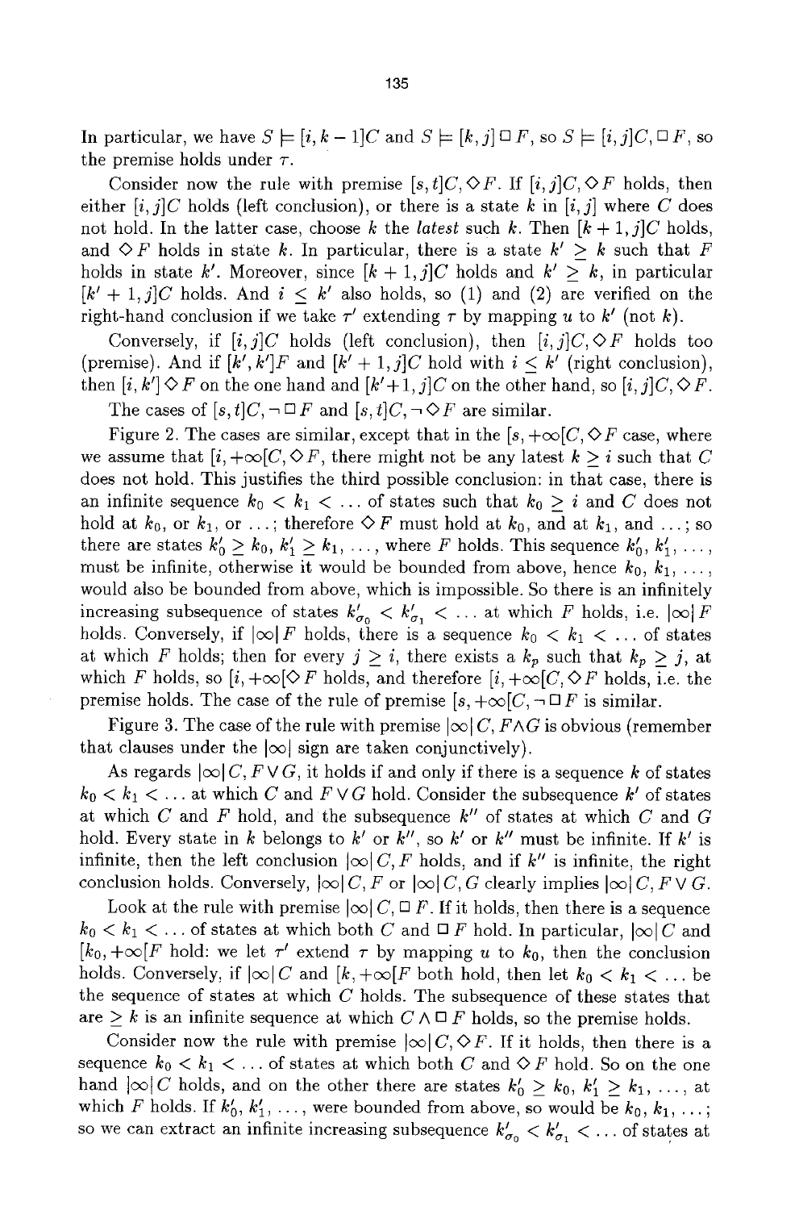In particular, we have $S \models [i, k-1]C$ and $S \models [k, j] \Box F$, so $S \models [i, j]C, \Box F$, so the premise holds under $\tau$.

Consider now the rule with premise $[s, t]C, \Diamond F$. If $[i, j]C, \Diamond F$ holds, then either $[i, j]C$ holds (left conclusion), or there is a state $k$ in $[i, j]$ where $C$ does not hold. In the latter case, choose $k$ the *latest* such $k$. Then $[k+1, j]C$ holds, and $\Diamond F$ holds in state $k$. In particular, there is a state $k' \geq k$ such that $F$ holds in state $k'$. Moreover, since $[k+1, j]C$ holds and $k' \geq k$, in particular $[k'+1, j]C$ holds. And $i \leq k'$ also holds, so (1) and (2) are verified on the right-hand conclusion if we take $\tau'$ extending $\tau$ by mapping $u$ to $k'$ (not $k$).

Conversely, if $[i, j]C$ holds (left conclusion), then $[i, j]C, \Diamond F$ holds too (premise). And if $[k', k']F$ and $[k'+1, j]C$ hold with $i \leq k'$ (right conclusion), then $[i, k'] \Diamond F$ on the one hand and $[k'+1, j]C$ on the other hand, so $[i, j]C, \Diamond F$.

The cases of $[s, t]C, \neg \Box F$ and $[s, t]C, \neg \Diamond F$ are similar.

Figure 2. The cases are similar, except that in the $[s, +\infty[C, \Diamond F$ case, where we assume that $[i, +\infty[C, \Diamond F$, there might not be any latest $k \geq i$ such that $C$ does not hold. This justifies the third possible conclusion: in that case, there is an infinite sequence $k_0 < k_1 < \ldots$ of states such that $k_0 \geq i$ and $C$ does not hold at $k_0$, or $k_1$, or $\ldots$; therefore $\Diamond F$ must hold at $k_0$, and at $k_1$, and $\ldots$; so there are states $k'_0 \geq k_0$, $k'_1 \geq k_1$, $\ldots$, where $F$ holds. This sequence $k'_0, k'_1, \ldots$, must be infinite, otherwise it would be bounded from above, hence $k_0, k_1, \ldots$, would also be bounded from above, which is impossible. So there is an infinitely increasing subsequence of states $k'_{\sigma_0} < k'_{\sigma_1} < \ldots$ at which $F$ holds, i.e. $|\infty| F$ holds. Conversely, if $|\infty| F$ holds, there is a sequence $k_0 < k_1 < \ldots$ of states at which $F$ holds; then for every $j \geq i$, there exists a $k_p$ such that $k_p \geq j$, at which $F$ holds, so $[i, +\infty[\Diamond F$ holds, and therefore $[i, +\infty[C, \Diamond F$ holds, i.e. the premise holds. The case of the rule of premise $[s, +\infty[C, \neg \Box F$ is similar.

Figure 3. The case of the rule with premise $|\infty| C, F \wedge G$ is obvious (remember that clauses under the $|\infty|$ sign are taken conjunctively).

As regards $|\infty| C, F \vee G$, it holds if and only if there is a sequence $k$ of states $k_0 < k_1 < \ldots$ at which $C$ and $F \vee G$ hold. Consider the subsequence $k'$ of states at which $C$ and $F$ hold, and the subsequence $k''$ of states at which $C$ and $G$ hold. Every state in $k$ belongs to $k'$ or $k''$, so $k'$ or $k''$ must be infinite. If $k'$ is infinite, then the left conclusion $|\infty| C, F$ holds, and if $k''$ is infinite, the right conclusion holds. Conversely, $|\infty| C, F$ or $|\infty| C, G$ clearly implies $|\infty| C, F \vee G$.

Look at the rule with premise $|\infty| C, \Box F$. If it holds, then there is a sequence $k_0 < k_1 < \ldots$ of states at which both $C$ and $\Box F$ hold. In particular, $|\infty| C$ and $[k_0, +\infty[F$ hold: we let $\tau'$ extend $\tau$ by mapping $u$ to $k_0$, then the conclusion holds. Conversely, if $|\infty| C$ and $[k, +\infty[F$ both hold, then let $k_0 < k_1 < \ldots$ be the sequence of states at which $C$ holds. The subsequence of these states that are $\geq k$ is an infinite sequence at which $C \wedge \Box F$ holds, so the premise holds.

Consider now the rule with premise $|\infty| C, \Diamond F$. If it holds, then there is a sequence $k_0 < k_1 < \ldots$ of states at which both $C$ and $\Diamond F$ hold. So on the one hand $|\infty| C$ holds, and on the other there are states $k'_0 \geq k_0$, $k'_1 \geq k_1$, $\ldots$, at which $F$ holds. If $k'_0, k'_1, \ldots$, were bounded from above, so would be $k_0, k_1, \ldots$; so we can extract an infinite increasing subsequence $k'_{\sigma_0} < k'_{\sigma_1} < \ldots$ of states at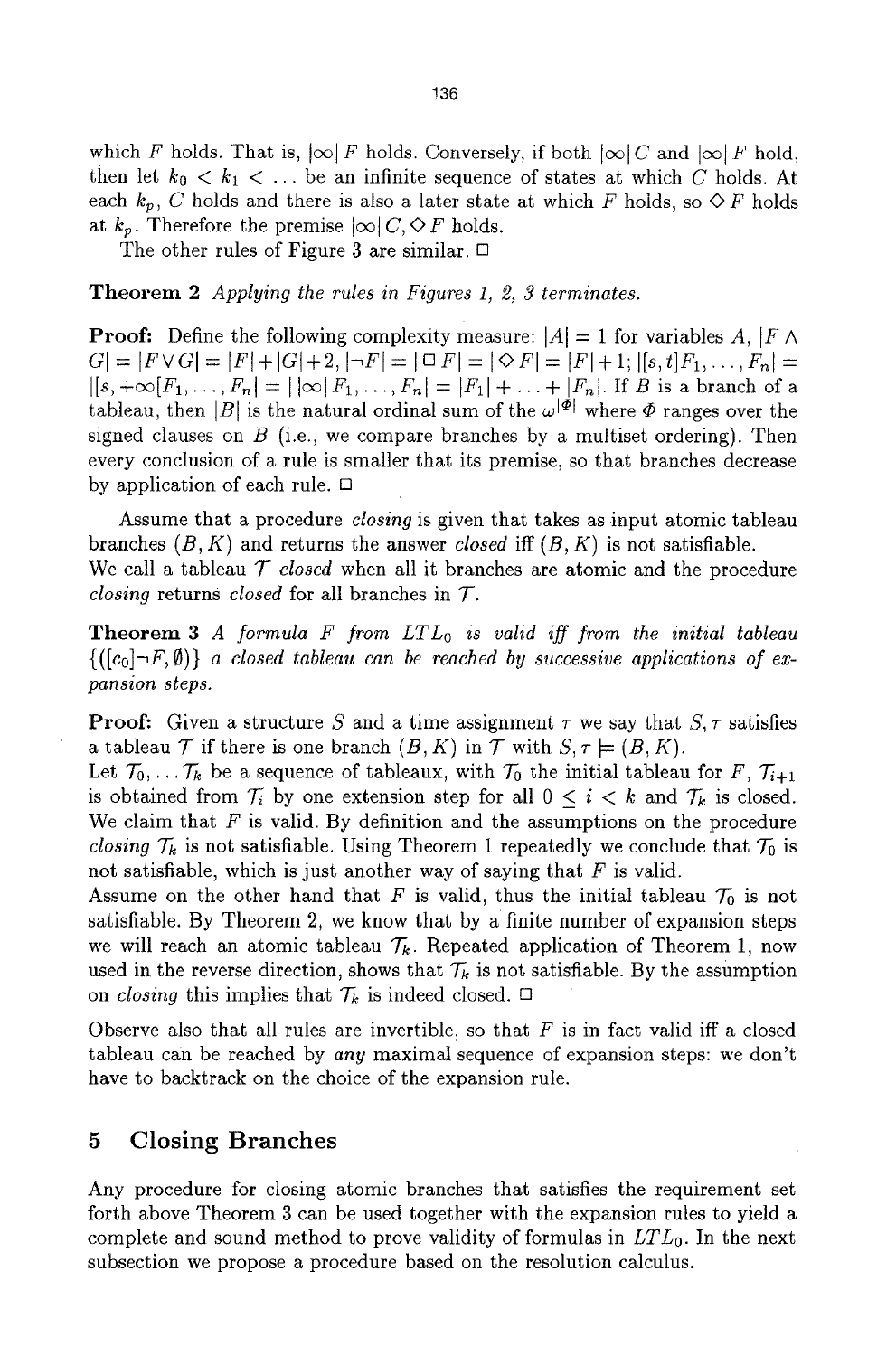which $F$ holds. That is, $|\infty|\,F$ holds. Conversely, if both $|\infty|\,C$ and $|\infty|\,F$ hold, then let $k_0 < k_1 < \ldots$ be an infinite sequence of states at which $C$ holds. At each $k_p$, $C$ holds and there is also a later state at which $F$ holds, so $\Diamond F$ holds at $k_p$. Therefore the premise $|\infty|\,C, \Diamond F$ holds.

The other rules of Figure 3 are similar. □

**Theorem 2** *Applying the rules in Figures 1, 2, 3 terminates.*

**Proof:** Define the following complexity measure: $|A| = 1$ for variables $A$, $|F \wedge G| = |F \vee G| = |F|+|G|+2$, $|\neg F| = |\Box F| = |\Diamond F| = |F|+1$; $|[s,t]F_1,\ldots,F_n| = |[s,+\infty[F_1,\ldots,F_n| = |\,|\infty|\,F_1,\ldots,F_n| = |F_1| + \ldots + |F_n|$. If $B$ is a branch of a tableau, then $|B|$ is the natural ordinal sum of the $\omega^{|\Phi|}$ where $\Phi$ ranges over the signed clauses on $B$ (i.e., we compare branches by a multiset ordering). Then every conclusion of a rule is smaller that its premise, so that branches decrease by application of each rule. □

Assume that a procedure *closing* is given that takes as input atomic tableau branches $(B, K)$ and returns the answer *closed* iff $(B, K)$ is not satisfiable.
We call a tableau $\mathcal{T}$ *closed* when all it branches are atomic and the procedure *closing* returns *closed* for all branches in $\mathcal{T}$.

**Theorem 3** *A formula $F$ from $LTL_0$ is valid iff from the initial tableau $\{([c_0]\neg F, \emptyset)\}$ a closed tableau can be reached by successive applications of expansion steps.*

**Proof:** Given a structure $S$ and a time assignment $\tau$ we say that $S, \tau$ satisfies a tableau $\mathcal{T}$ if there is one branch $(B, K)$ in $\mathcal{T}$ with $S, \tau \models (B, K)$.
Let $\mathcal{T}_0, \ldots \mathcal{T}_k$ be a sequence of tableaux, with $\mathcal{T}_0$ the initial tableau for $F$, $\mathcal{T}_{i+1}$ is obtained from $\mathcal{T}_i$ by one extension step for all $0 \leq i < k$ and $\mathcal{T}_k$ is closed. We claim that $F$ is valid. By definition and the assumptions on the procedure *closing* $\mathcal{T}_k$ is not satisfiable. Using Theorem 1 repeatedly we conclude that $\mathcal{T}_0$ is not satisfiable, which is just another way of saying that $F$ is valid.
Assume on the other hand that $F$ is valid, thus the initial tableau $\mathcal{T}_0$ is not satisfiable. By Theorem 2, we know that by a finite number of expansion steps we will reach an atomic tableau $\mathcal{T}_k$. Repeated application of Theorem 1, now used in the reverse direction, shows that $\mathcal{T}_k$ is not satisfiable. By the assumption on *closing* this implies that $\mathcal{T}_k$ is indeed closed. □

Observe also that all rules are invertible, so that $F$ is in fact valid iff a closed tableau can be reached by *any* maximal sequence of expansion steps: we don't have to backtrack on the choice of the expansion rule.

## 5 Closing Branches

Any procedure for closing atomic branches that satisfies the requirement set forth above Theorem 3 can be used together with the expansion rules to yield a complete and sound method to prove validity of formulas in $LTL_0$. In the next subsection we propose a procedure based on the resolution calculus.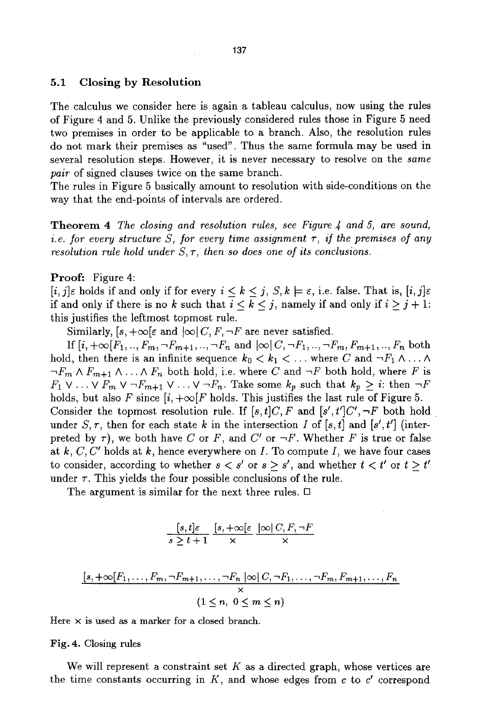## 5.1 Closing by Resolution

The calculus we consider here is again a tableau calculus, now using the rules of Figure 4 and 5. Unlike the previously considered rules those in Figure 5 need two premises in order to be applicable to a branch. Also, the resolution rules do not mark their premises as "used". Thus the same formula may be used in several resolution steps. However, it is never necessary to resolve on the *same pair* of signed clauses twice on the same branch.

The rules in Figure 5 basically amount to resolution with side-conditions on the way that the end-points of intervals are ordered.

**Theorem 4** *The closing and resolution rules, see Figure 4 and 5, are sound, i.e. for every structure $S$, for every time assignment $\tau$, if the premises of any resolution rule hold under $S, \tau$, then so does one of its conclusions.*

**Proof:** Figure 4:
$[i,j]\varepsilon$ holds if and only if for every $i \leq k \leq j$, $S, k \models \varepsilon$, i.e. false. That is, $[i,j]\varepsilon$ if and only if there is no $k$ such that $i \leq k \leq j$, namely if and only if $i \geq j+1$: this justifies the leftmost topmost rule.

Similarly, $[s, +\infty[\varepsilon$ and $|\infty|\, C, F, \neg F$ are never satisfied.

If $[i, +\infty[F_1, .., F_m, \neg F_{m+1}, .., \neg F_n$ and $|\infty|\, C, \neg F_1, .., \neg F_m, F_{m+1}, .., F_n$ both hold, then there is an infinite sequence $k_0 < k_1 < \ldots$ where $C$ and $\neg F_1 \wedge \ldots \wedge \neg F_m \wedge F_{m+1} \wedge \ldots \wedge F_n$ both hold, i.e. where $C$ and $\neg F$ both hold, where $F$ is $F_1 \vee \ldots \vee F_m \vee \neg F_{m+1} \vee \ldots \vee \neg F_n$. Take some $k_p$ such that $k_p \geq i$: then $\neg F$ holds, but also $F$ since $[i, +\infty[F$ holds. This justifies the last rule of Figure 5.

Consider the topmost resolution rule. If $[s,t]C, F$ and $[s',t']C', \neg F$ both hold under $S, \tau$, then for each state $k$ in the intersection $I$ of $[s,t]$ and $[s',t']$ (interpreted by $\tau$), we both have $C$ or $F$, and $C'$ or $\neg F$. Whether $F$ is true or false at $k$, $C, C'$ holds at $k$, hence everywhere on $I$. To compute $I$, we have four cases to consider, according to whether $s < s'$ or $s \geq s'$, and whether $t < t'$ or $t \geq t'$ under $\tau$. This yields the four possible conclusions of the rule.

The argument is similar for the next three rules. □

$$\frac{[s,t]\varepsilon}{s \geq t+1} \qquad \frac{[s,+\infty[\varepsilon}{\times} \qquad \frac{|\infty|\, C, F, \neg F}{\times}$$

$$\frac{[s, +\infty[F_1, \ldots, F_m, \neg F_{m+1}, \ldots, \neg F_n \quad |\infty|\, C, \neg F_1, \ldots, \neg F_m, F_{m+1}, \ldots, F_n}{\times}$$
$$(1 \leq n,\ 0 \leq m \leq n)$$

Here $\times$ is used as a marker for a closed branch.

**Fig. 4.** Closing rules

We will represent a constraint set $K$ as a directed graph, whose vertices are the time constants occurring in $K$, and whose edges from $c$ to $c'$ correspond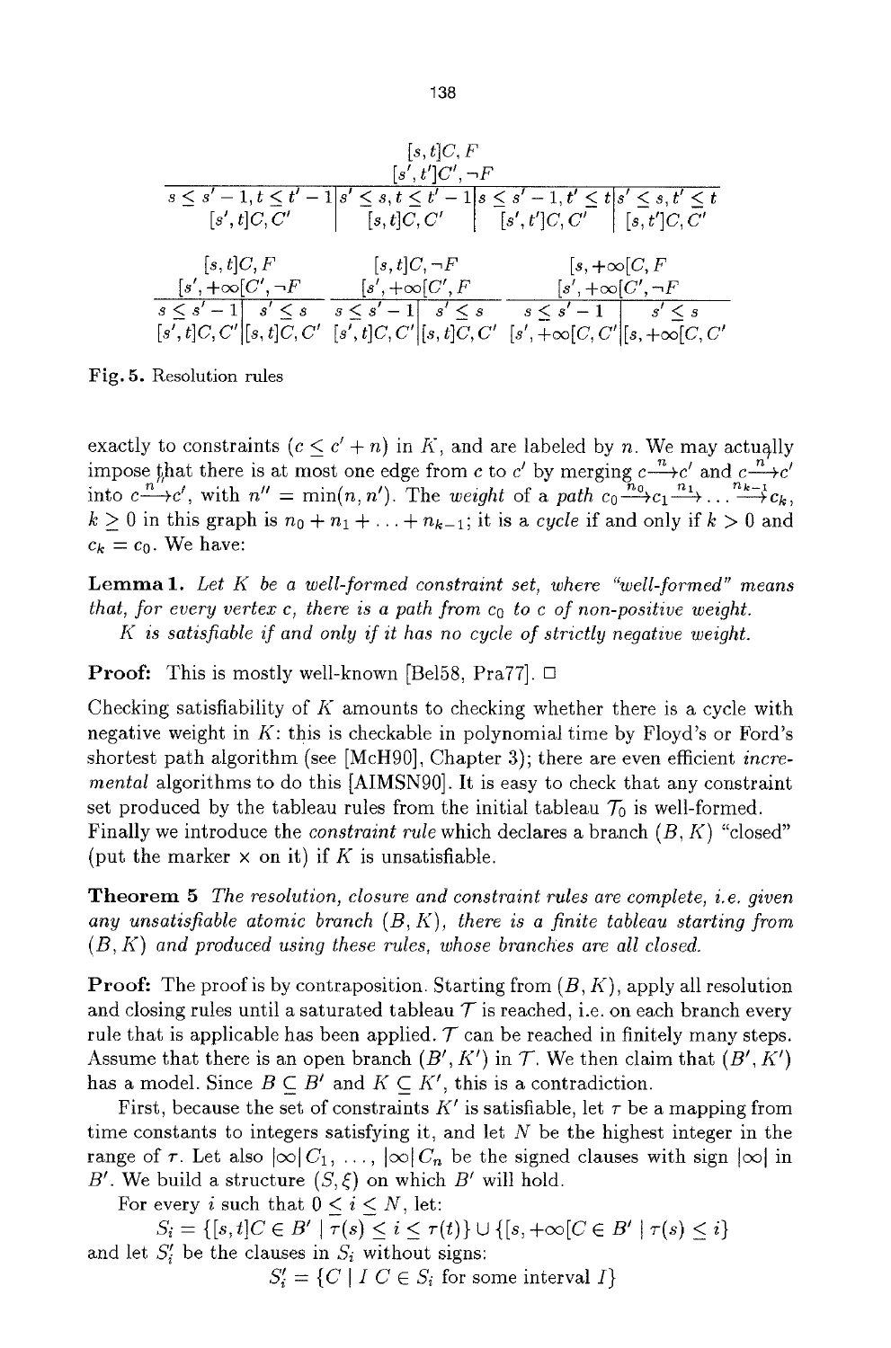$$\frac{[s,t]C, F \qquad [s',t']C', \neg F}{\begin{array}{c|c|c|c} s \le s'-1, t \le t'-1 & s' \le s, t \le t'-1 & s \le s'-1, t' \le t & s' \le s, t' \le t \\ [s',t]C, C' & [s,t]C, C' & [s',t']C, C' & [s,t']C, C' \end{array}}$$

$$\frac{[s,t]C, F \qquad [s',+\infty[C', \neg F}{\begin{array}{c|c} s \le s'-1 & s' \le s \\ [s',t]C, C' & [s,t]C, C' \end{array}} \qquad \frac{[s,t]C, \neg F \qquad [s',+\infty[C', F}{\begin{array}{c|c} s \le s'-1 & s' \le s \\ [s',t]C, C' & [s,t]C, C' \end{array}} \qquad \frac{[s,+\infty[C, F \qquad [s',+\infty[C', \neg F}{\begin{array}{c|c} s \le s'-1 & s' \le s \\ [s',+\infty[C, C' & [s,+\infty[C, C' \end{array}}$$

**Fig. 5.** Resolution rules

exactly to constraints ($c \le c' + n$) in $K$, and are labeled by $n$. We may actually impose that there is at most one edge from $c$ to $c'$ by merging $c \xrightarrow{n} c'$ and $c \xrightarrow{n'} c'$ into $c \xrightarrow{n''} c'$, with $n'' = \min(n, n')$. The *weight* of a *path* $c_0 \xrightarrow{n_0} c_1 \xrightarrow{n_1} \ldots \xrightarrow{n_{k-1}} c_k$, $k \ge 0$ in this graph is $n_0 + n_1 + \ldots + n_{k-1}$; it is a *cycle* if and only if $k > 0$ and $c_k = c_0$. We have:

**Lemma 1.** *Let $K$ be a well-formed constraint set, where "well-formed" means that, for every vertex $c$, there is a path from $c_0$ to $c$ of non-positive weight.*
*$K$ is satisfiable if and only if it has no cycle of strictly negative weight.*

**Proof:** This is mostly well-known [Bel58, Pra77]. □

Checking satisfiability of $K$ amounts to checking whether there is a cycle with negative weight in $K$: this is checkable in polynomial time by Floyd's or Ford's shortest path algorithm (see [McH90], Chapter 3); there are even efficient *incremental* algorithms to do this [AIMSN90]. It is easy to check that any constraint set produced by the tableau rules from the initial tableau $\mathcal{T}_0$ is well-formed.
Finally we introduce the *constraint rule* which declares a branch $(B, K)$ "closed" (put the marker $\times$ on it) if $K$ is unsatisfiable.

**Theorem 5** *The resolution, closure and constraint rules are complete, i.e. given any unsatisfiable atomic branch $(B, K)$, there is a finite tableau starting from $(B, K)$ and produced using these rules, whose branches are all closed.*

**Proof:** The proof is by contraposition. Starting from $(B, K)$, apply all resolution and closing rules until a saturated tableau $\mathcal{T}$ is reached, i.e. on each branch every rule that is applicable has been applied. $\mathcal{T}$ can be reached in finitely many steps. Assume that there is an open branch $(B', K')$ in $\mathcal{T}$. We then claim that $(B', K')$ has a model. Since $B \subseteq B'$ and $K \subseteq K'$, this is a contradiction.

First, because the set of constraints $K'$ is satisfiable, let $\tau$ be a mapping from time constants to integers satisfying it, and let $N$ be the highest integer in the range of $\tau$. Let also $|\infty| C_1, \ldots, |\infty| C_n$ be the signed clauses with sign $|\infty|$ in $B'$. We build a structure $(S, \xi)$ on which $B'$ will hold.

For every $i$ such that $0 \le i \le N$, let:

$$S_i = \{[s,t]C \in B' \mid \tau(s) \le i \le \tau(t)\} \cup \{[s,+\infty[C \in B' \mid \tau(s) \le i\}$$

and let $S'_i$ be the clauses in $S_i$ without signs:

$$S'_i = \{C \mid I\ C \in S_i \text{ for some interval } I\}$$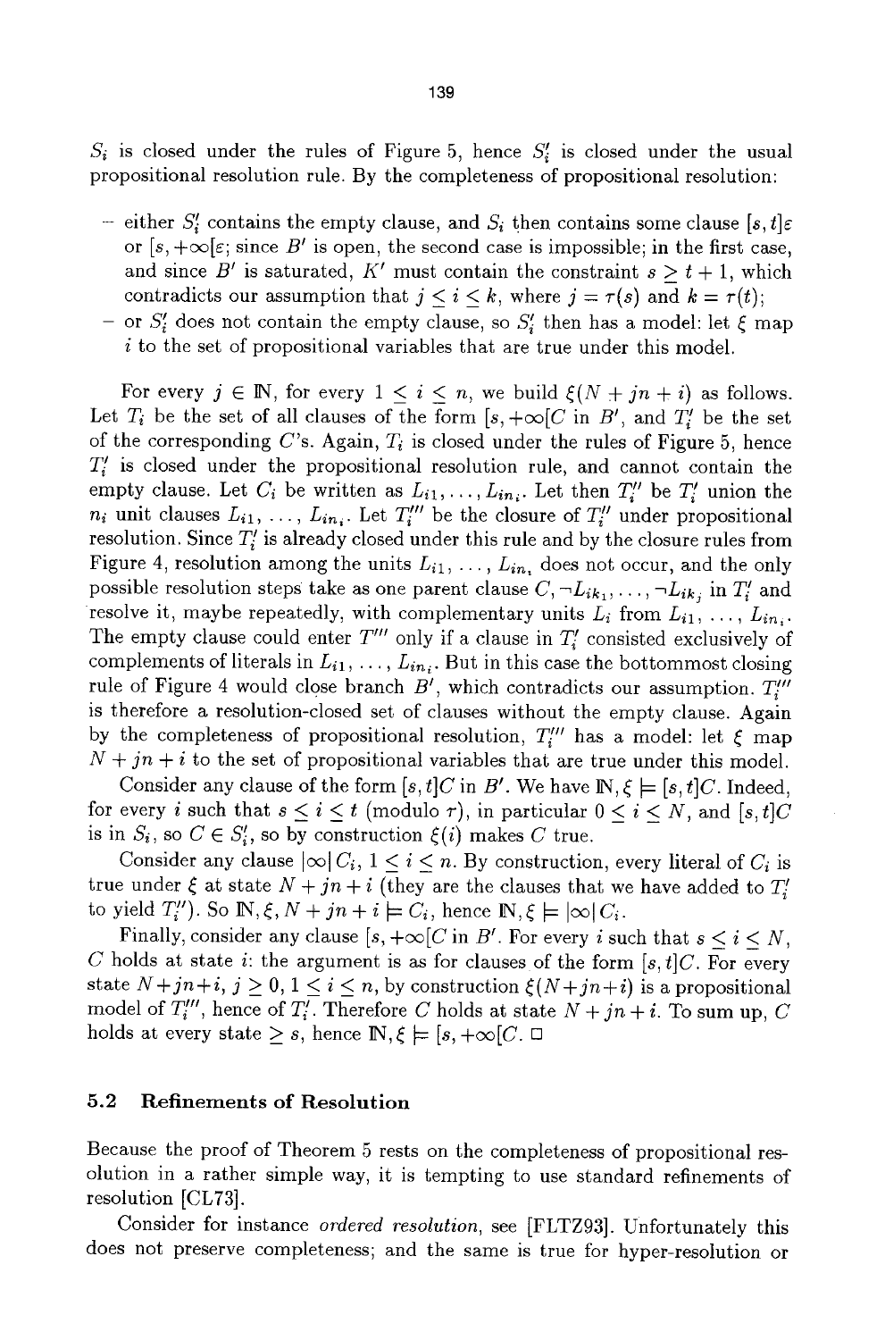$S_i$ is closed under the rules of Figure 5, hence $S'_i$ is closed under the usual propositional resolution rule. By the completeness of propositional resolution:

- either $S'_i$ contains the empty clause, and $S_i$ then contains some clause $[s,t]\varepsilon$ or $[s,+\infty[\varepsilon$; since $B'$ is open, the second case is impossible; in the first case, and since $B'$ is saturated, $K'$ must contain the constraint $s \geq t+1$, which contradicts our assumption that $j \leq i \leq k$, where $j = \tau(s)$ and $k = \tau(t)$;
- or $S'_i$ does not contain the empty clause, so $S'_i$ then has a model: let $\xi$ map $i$ to the set of propositional variables that are true under this model.

For every $j \in \mathbb{N}$, for every $1 \leq i \leq n$, we build $\xi(N+jn+i)$ as follows. Let $T_i$ be the set of all clauses of the form $[s,+\infty[C$ in $B'$, and $T'_i$ be the set of the corresponding $C$'s. Again, $T_i$ is closed under the rules of Figure 5, hence $T'_i$ is closed under the propositional resolution rule, and cannot contain the empty clause. Let $C_i$ be written as $L_{i1}, \ldots, L_{in_i}$. Let then $T''_i$ be $T'_i$ union the $n_i$ unit clauses $L_{i1}, \ldots, L_{in_i}$. Let $T'''_i$ be the closure of $T''_i$ under propositional resolution. Since $T'_i$ is already closed under this rule and by the closure rules from Figure 4, resolution among the units $L_{i1}, \ldots, L_{in_i}$ does not occur, and the only possible resolution steps take as one parent clause $C, \neg L_{ik_1}, \ldots, \neg L_{ik_j}$ in $T'_i$ and resolve it, maybe repeatedly, with complementary units $L_i$ from $L_{i1}, \ldots, L_{in_i}$. The empty clause could enter $T'''$ only if a clause in $T'_i$ consisted exclusively of complements of literals in $L_{i1}, \ldots, L_{in_i}$. But in this case the bottommost closing rule of Figure 4 would close branch $B'$, which contradicts our assumption. $T'''_i$ is therefore a resolution-closed set of clauses without the empty clause. Again by the completeness of propositional resolution, $T'''_i$ has a model: let $\xi$ map $N+jn+i$ to the set of propositional variables that are true under this model.

Consider any clause of the form $[s,t]C$ in $B'$. We have $\mathbb{N}, \xi \models [s,t]C$. Indeed, for every $i$ such that $s \leq i \leq t$ (modulo $\tau$), in particular $0 \leq i \leq N$, and $[s,t]C$ is in $S_i$, so $C \in S'_i$, so by construction $\xi(i)$ makes $C$ true.

Consider any clause $|\infty|\, C_i$, $1 \leq i \leq n$. By construction, every literal of $C_i$ is true under $\xi$ at state $N+jn+i$ (they are the clauses that we have added to $T'_i$ to yield $T''_i$). So $\mathbb{N}, \xi, N+jn+i \models C_i$, hence $\mathbb{N}, \xi \models |\infty|\, C_i$.

Finally, consider any clause $[s,+\infty[C$ in $B'$. For every $i$ such that $s \leq i \leq N$, $C$ holds at state $i$: the argument is as for clauses of the form $[s,t]C$. For every state $N+jn+i$, $j \geq 0$, $1 \leq i \leq n$, by construction $\xi(N+jn+i)$ is a propositional model of $T'''_i$, hence of $T'_i$. Therefore $C$ holds at state $N+jn+i$. To sum up, $C$ holds at every state $\geq s$, hence $\mathbb{N}, \xi \models [s,+\infty[C$. □

## 5.2 Refinements of Resolution

Because the proof of Theorem 5 rests on the completeness of propositional resolution in a rather simple way, it is tempting to use standard refinements of resolution [CL73].

Consider for instance *ordered resolution*, see [FLTZ93]. Unfortunately this does not preserve completeness; and the same is true for hyper-resolution or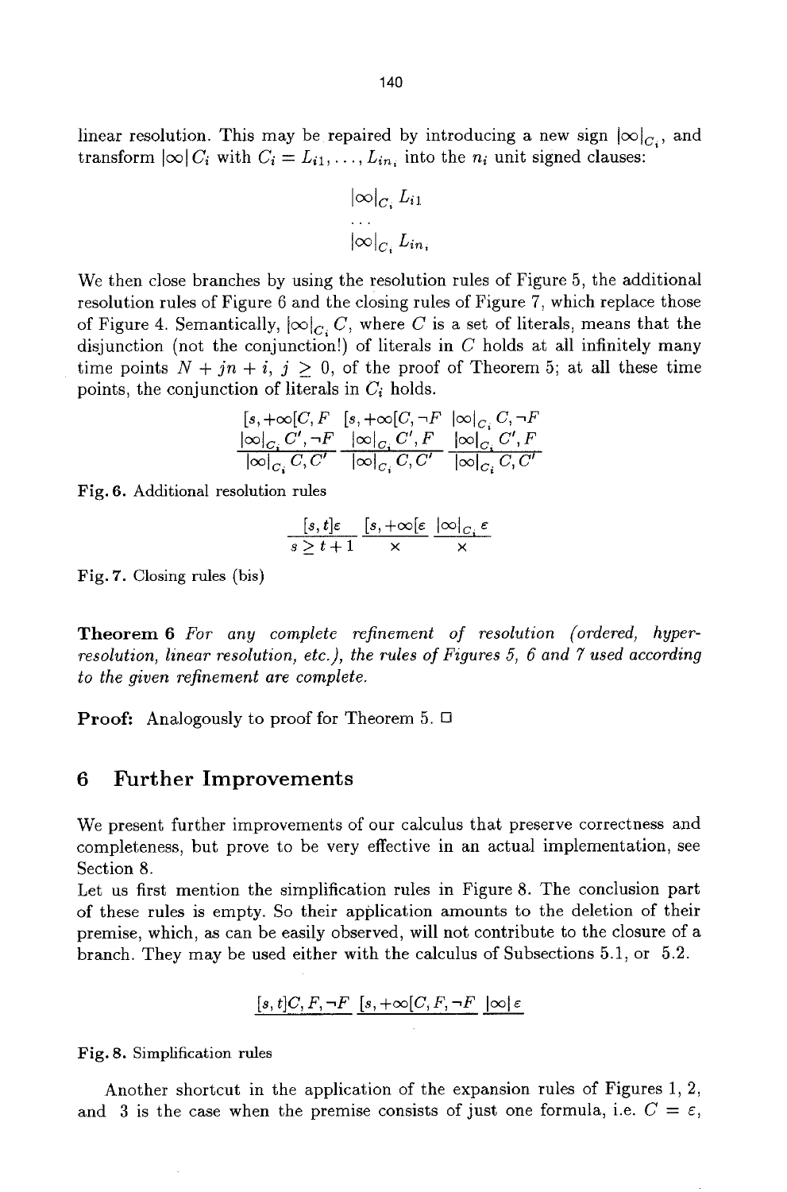linear resolution. This may be repaired by introducing a new sign $|\infty|_{C_i}$, and transform $|\infty|\, C_i$ with $C_i = L_{i1}, \ldots, L_{in_i}$ into the $n_i$ unit signed clauses:

$$|\infty|_{C_i}\, L_{i1}$$
$$\ldots$$
$$|\infty|_{C_i}\, L_{in_i}$$

We then close branches by using the resolution rules of Figure 5, the additional resolution rules of Figure 6 and the closing rules of Figure 7, which replace those of Figure 4. Semantically, $|\infty|_{C_i}\, C$, where $C$ is a set of literals, means that the disjunction (not the conjunction!) of literals in $C$ holds at all infinitely many time points $N + jn + i$, $j \geq 0$, of the proof of Theorem 5; at all these time points, the conjunction of literals in $C_i$ holds.

$$\frac{[s, +\infty[C, F \quad |\infty|_{C_i}\, C', \neg F}{|\infty|_{C_i}\, C, C'} \qquad \frac{[s, +\infty[C, \neg F \quad |\infty|_{C_i}\, C', F}{|\infty|_{C_i}\, C, C'} \qquad \frac{|\infty|_{C_i}\, C, \neg F \quad |\infty|_{C_i}\, C', F}{|\infty|_{C_i}\, C, C'}$$

**Fig. 6.** Additional resolution rules

$$\frac{[s, t]\varepsilon}{s \geq t + 1} \qquad \frac{[s, +\infty[\varepsilon}{\times} \qquad \frac{|\infty|_{C_i}\, \varepsilon}{\times}$$

**Fig. 7.** Closing rules (bis)

**Theorem 6** *For any complete refinement of resolution (ordered, hyper-resolution, linear resolution, etc.), the rules of Figures 5, 6 and 7 used according to the given refinement are complete.*

**Proof:** Analogously to proof for Theorem 5. □

# 6 Further Improvements

We present further improvements of our calculus that preserve correctness and completeness, but prove to be very effective in an actual implementation, see Section 8.

Let us first mention the simplification rules in Figure 8. The conclusion part of these rules is empty. So their application amounts to the deletion of their premise, which, as can be easily observed, will not contribute to the closure of a branch. They may be used either with the calculus of Subsections 5.1, or 5.2.

$$\frac{[s, t]C, F, \neg F}{} \qquad \frac{[s, +\infty[C, F, \neg F}{} \qquad \frac{|\infty|\, \varepsilon}{}$$

**Fig. 8.** Simplification rules

Another shortcut in the application of the expansion rules of Figures 1, 2, and 3 is the case when the premise consists of just one formula, i.e. $C = \varepsilon$,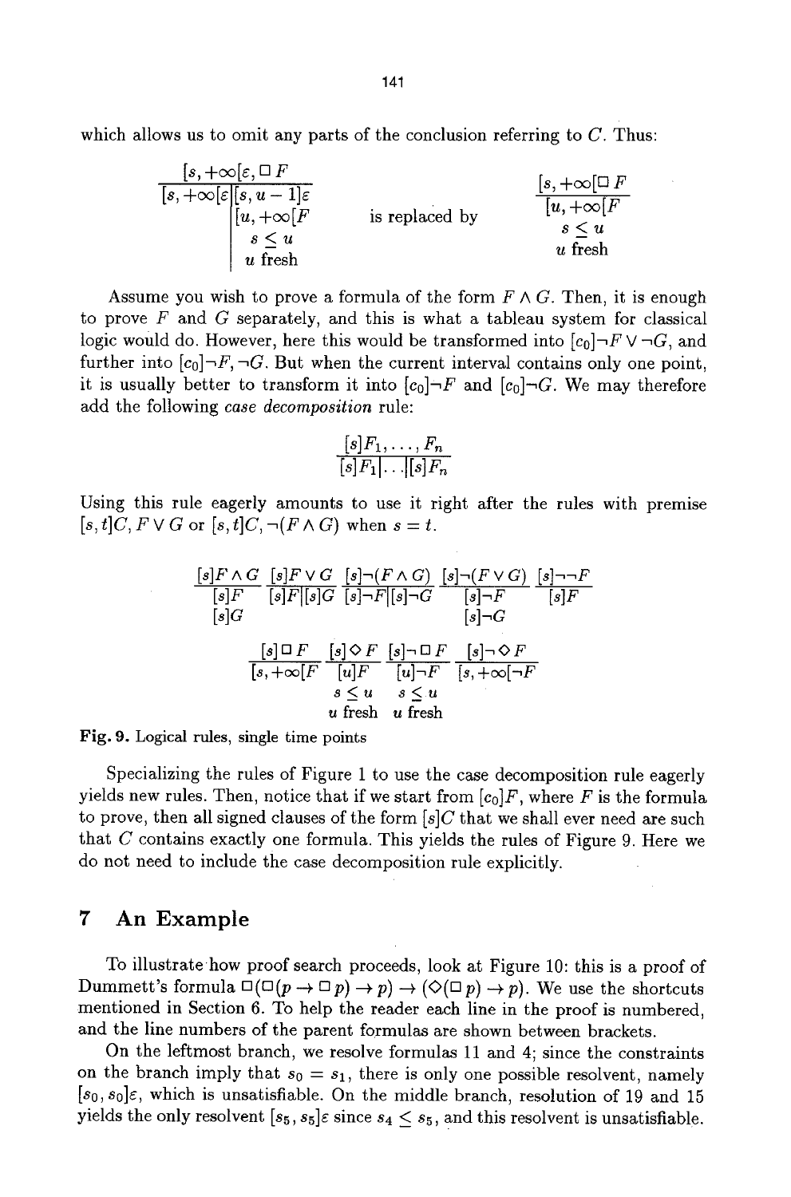which allows us to omit any parts of the conclusion referring to $C$. Thus:

$$\frac{[s,+\infty[\varepsilon, \Box F}{[s,+\infty[\varepsilon \;\Big|\; \begin{array}{l}[s,u-1]\varepsilon \\ {[u,+\infty[F} \\ s \leq u \\ u \text{ fresh}\end{array}} \quad \text{is replaced by} \quad \frac{[s,+\infty[\Box F}{\begin{array}{c}[u,+\infty[F \\ s \leq u \\ u \text{ fresh}\end{array}}$$

Assume you wish to prove a formula of the form $F \wedge G$. Then, it is enough to prove $F$ and $G$ separately, and this is what a tableau system for classical logic would do. However, here this would be transformed into $[c_0]\neg F \vee \neg G$, and further into $[c_0]\neg F, \neg G$. But when the current interval contains only one point, it is usually better to transform it into $[c_0]\neg F$ and $[c_0]\neg G$. We may therefore add the following *case decomposition* rule:

$$\frac{[s]F_1, \ldots, F_n}{[s]F_1 | \ldots | [s]F_n}$$

Using this rule eagerly amounts to use it right after the rules with premise $[s,t]C, F \vee G$ or $[s,t]C, \neg(F \wedge G)$ when $s = t$.

$$\frac{[s]F \wedge G}{\begin{array}{l}[s]F \\ {[s]G}\end{array}} \quad \frac{[s]F \vee G}{[s]F | [s]G} \quad \frac{[s]\neg(F \wedge G)}{[s]\neg F | [s]\neg G} \quad \frac{[s]\neg(F \vee G)}{\begin{array}{l}[s]\neg F \\ {[s]\neg G}\end{array}} \quad \frac{[s]\neg\neg F}{[s]F}$$

$$\frac{[s]\Box F}{[s,+\infty[F} \quad \frac{[s]\Diamond F}{\begin{array}{c}[u]F \\ s \leq u \\ u \text{ fresh}\end{array}} \quad \frac{[s]\neg\Box F}{\begin{array}{c}[u]\neg F \\ s \leq u \\ u \text{ fresh}\end{array}} \quad \frac{[s]\neg\Diamond F}{[s,+\infty[\neg F}$$

**Fig. 9.** Logical rules, single time points

Specializing the rules of Figure 1 to use the case decomposition rule eagerly yields new rules. Then, notice that if we start from $[c_0]F$, where $F$ is the formula to prove, then all signed clauses of the form $[s]C$ that we shall ever need are such that $C$ contains exactly one formula. This yields the rules of Figure 9. Here we do not need to include the case decomposition rule explicitly.

## 7 An Example

To illustrate how proof search proceeds, look at Figure 10: this is a proof of Dummett's formula $\Box(\Box(p \to \Box p) \to p) \to (\Diamond(\Box p) \to p)$. We use the shortcuts mentioned in Section 6. To help the reader each line in the proof is numbered, and the line numbers of the parent formulas are shown between brackets.

On the leftmost branch, we resolve formulas 11 and 4; since the constraints on the branch imply that $s_0 = s_1$, there is only one possible resolvent, namely $[s_0, s_0]\varepsilon$, which is unsatisfiable. On the middle branch, resolution of 19 and 15 yields the only resolvent $[s_5, s_5]\varepsilon$ since $s_4 \leq s_5$, and this resolvent is unsatisfiable.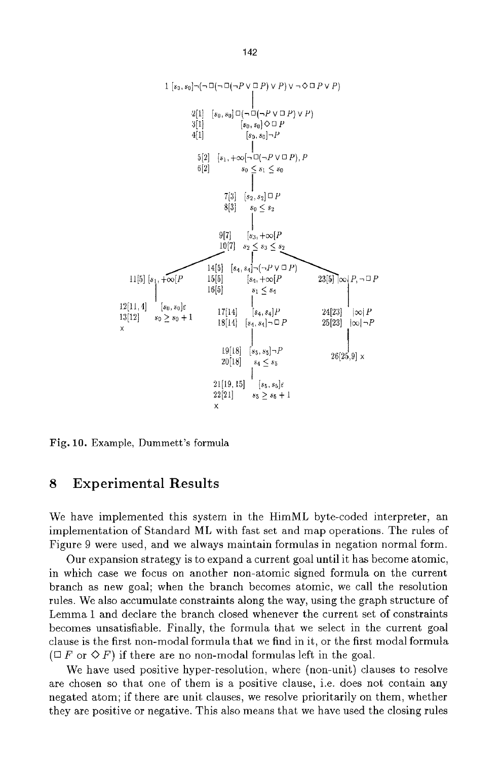$1\ [s_0, s_0]\neg(\neg\Box(\neg\Box(\neg P \vee \Box P) \vee P) \vee \neg\Diamond\Box P \vee P)$

$2[1]\ [s_0, s_0]\Box(\neg\Box(\neg P \vee \Box P) \vee P)$
$3[1]\ [s_0, s_0]\Diamond\Box P$
$4[1]\ [s_0, s_0]\neg P$

$5[2]\ [s_1, +\infty[\neg\Box(\neg P \vee \Box P), P$
$6[2]\ s_0 \leq s_1 \leq s_0$

$7[3]\ [s_2, s_2]\Box P$
$8[3]\ s_0 \leq s_2$

$9[7]\ [s_3, +\infty[P$
$10[7]\ s_2 \leq s_3 \leq s_2$

Left branch:

$11[5]\ [s_1, +\infty[P$
$12[11,4]\ [s_0, s_0]\varepsilon$
$13[12]\ s_0 \geq s_0 + 1$
x

Middle branch:

$14[5]\ [s_4, s_4]\neg(\neg P \vee \Box P)$
$15[5]\ [s_4, +\infty[P$
$16[5]\ s_1 \leq s_4$
$17[14]\ [s_4, s_4]P$
$18[14]\ [s_4, s_4]\neg\Box P$
$19[18]\ [s_5, s_5]\neg P$
$20[18]\ s_4 \leq s_5$
$21[19,15]\ [s_5, s_5]\varepsilon$
$22[21]\ s_5 \geq s_5 + 1$
x

Right branch:

$23[5]\ |\infty| P, \neg\Box P$
$24[23]\ |\infty| P$
$25[23]\ |\infty| \neg P$
$26[25,9]$ x

**Fig. 10.** Example, Dummett's formula

# 8 Experimental Results

We have implemented this system in the HimML byte-coded interpreter, an implementation of Standard ML with fast set and map operations. The rules of Figure 9 were used, and we always maintain formulas in negation normal form.

Our expansion strategy is to expand a current goal until it has become atomic, in which case we focus on another non-atomic signed formula on the current branch as new goal; when the branch becomes atomic, we call the resolution rules. We also accumulate constraints along the way, using the graph structure of Lemma 1 and declare the branch closed whenever the current set of constraints becomes unsatisfiable. Finally, the formula that we select in the current goal clause is the first non-modal formula that we find in it, or the first modal formula ($\Box F$ or $\Diamond F$) if there are no non-modal formulas left in the goal.

We have used positive hyper-resolution, where (non-unit) clauses to resolve are chosen so that one of them is a positive clause, i.e. does not contain any negated atom; if there are unit clauses, we resolve prioritarily on them, whether they are positive or negative. This also means that we have used the closing rules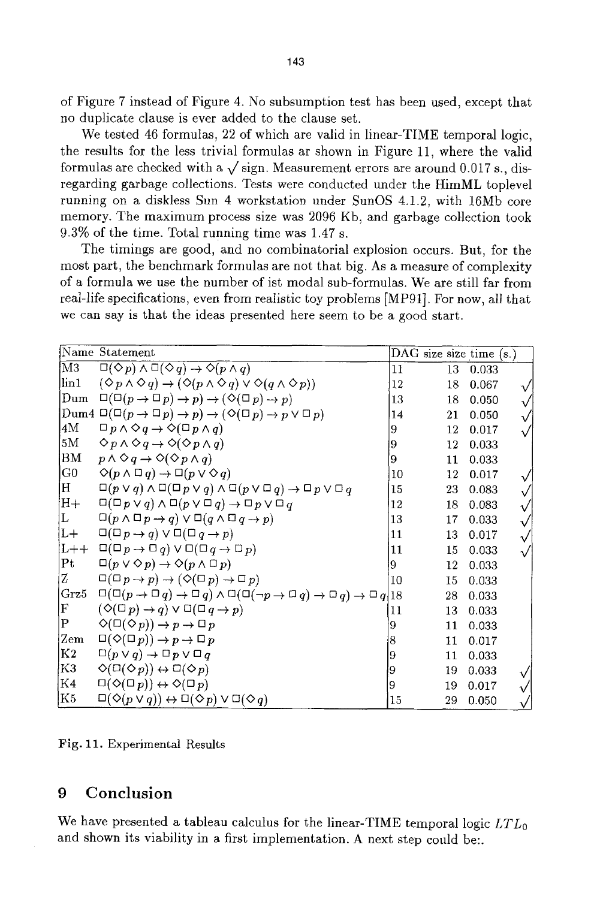of Figure 7 instead of Figure 4. No subsumption test has been used, except that no duplicate clause is ever added to the clause set.

We tested 46 formulas, 22 of which are valid in linear-TIME temporal logic, the results for the less trivial formulas ar shown in Figure 11, where the valid formulas are checked with a $\surd$ sign. Measurement errors are around 0.017 s., disregarding garbage collections. Tests were conducted under the HimML toplevel running on a diskless Sun 4 workstation under SunOS 4.1.2, with 16Mb core memory. The maximum process size was 2096 Kb, and garbage collection took 9.3% of the time. Total running time was 1.47 s.

The timings are good, and no combinatorial explosion occurs. But, for the most part, the benchmark formulas are not that big. As a measure of complexity of a formula we use the number of ist modal sub-formulas. We are still far from real-life specifications, even from realistic toy problems [MP91]. For now, all that we can say is that the ideas presented here seem to be a good start.

| Name | Statement | DAG size | size | time (s.) | |
|---|---|---|---|---|---|
| M3 | $\Box(\Diamond p) \wedge \Box(\Diamond q) \rightarrow \Diamond(p \wedge q)$ | 11 | 13 | 0.033 | |
| lin1 | $(\Diamond p \wedge \Diamond q) \rightarrow (\Diamond(p \wedge \Diamond q) \vee \Diamond(q \wedge \Diamond p))$ | 12 | 18 | 0.067 | $\surd$ |
| Dum | $\Box(\Box(p \rightarrow \Box p) \rightarrow p) \rightarrow (\Diamond(\Box p) \rightarrow p)$ | 13 | 18 | 0.050 | $\surd$ |
| Dum4 | $\Box(\Box(p \rightarrow \Box p) \rightarrow p) \rightarrow (\Diamond(\Box p) \rightarrow p \vee \Box p)$ | 14 | 21 | 0.050 | $\surd$ |
| 4M | $\Box p \wedge \Diamond q \rightarrow \Diamond(\Box p \wedge q)$ | 9 | 12 | 0.017 | $\surd$ |
| 5M | $\Diamond p \wedge \Diamond q \rightarrow \Diamond(\Diamond p \wedge q)$ | 9 | 12 | 0.033 | |
| BM | $p \wedge \Diamond q \rightarrow \Diamond(\Diamond p \wedge q)$ | 9 | 11 | 0.033 | |
| G0 | $\Diamond(p \wedge \Box q) \rightarrow \Box(p \vee \Diamond q)$ | 10 | 12 | 0.017 | $\surd$ |
| H | $\Box(p \vee q) \wedge \Box(\Box p \vee q) \wedge \Box(p \vee \Box q) \rightarrow \Box p \vee \Box q$ | 15 | 23 | 0.083 | $\surd$ |
| H+ | $\Box(\Box p \vee q) \wedge \Box(p \vee \Box q) \rightarrow \Box p \vee \Box q$ | 12 | 18 | 0.083 | $\surd$ |
| L | $\Box(p \wedge \Box p \rightarrow q) \vee \Box(q \wedge \Box q \rightarrow p)$ | 13 | 17 | 0.033 | $\surd$ |
| L+ | $\Box(\Box p \rightarrow q) \vee \Box(\Box q \rightarrow p)$ | 11 | 13 | 0.017 | $\surd$ |
| L++ | $\Box(\Box p \rightarrow \Box q) \vee \Box(\Box q \rightarrow \Box p)$ | 11 | 15 | 0.033 | $\surd$ |
| Pt | $\Box(p \vee \Diamond p) \rightarrow \Diamond(p \wedge \Box p)$ | 9 | 12 | 0.033 | |
| Z | $\Box(\Box p \rightarrow p) \rightarrow (\Diamond(\Box p) \rightarrow \Box p)$ | 10 | 15 | 0.033 | |
| Grz5 | $\Box(\Box(p \rightarrow \Box q) \rightarrow \Box q) \wedge \Box(\Box(\neg p \rightarrow \Box q) \rightarrow \Box q) \rightarrow \Box q$ | 18 | 28 | 0.033 | |
| F | $(\Diamond(\Box p) \rightarrow q) \vee \Box(\Box q \rightarrow p)$ | 11 | 13 | 0.033 | |
| P | $\Diamond(\Box(\Diamond p)) \rightarrow p \rightarrow \Box p$ | 9 | 11 | 0.033 | |
| Zem | $\Box(\Diamond(\Box p)) \rightarrow p \rightarrow \Box p$ | 8 | 11 | 0.017 | |
| K2 | $\Box(p \vee q) \rightarrow \Box p \vee \Box q$ | 9 | 11 | 0.033 | |
| K3 | $\Diamond(\Box(\Diamond p)) \leftrightarrow \Box(\Diamond p)$ | 9 | 19 | 0.033 | $\surd$ |
| K4 | $\Box(\Diamond(\Box p)) \leftrightarrow \Diamond(\Box p)$ | 9 | 19 | 0.017 | $\surd$ |
| K5 | $\Box(\Diamond(p \vee q)) \leftrightarrow \Box(\Diamond p) \vee \Box(\Diamond q)$ | 15 | 29 | 0.050 | $\surd$ |

**Fig. 11.** Experimental Results

## 9 Conclusion

We have presented a tableau calculus for the linear-TIME temporal logic $LTL_0$ and shown its viability in a first implementation. A next step could be:.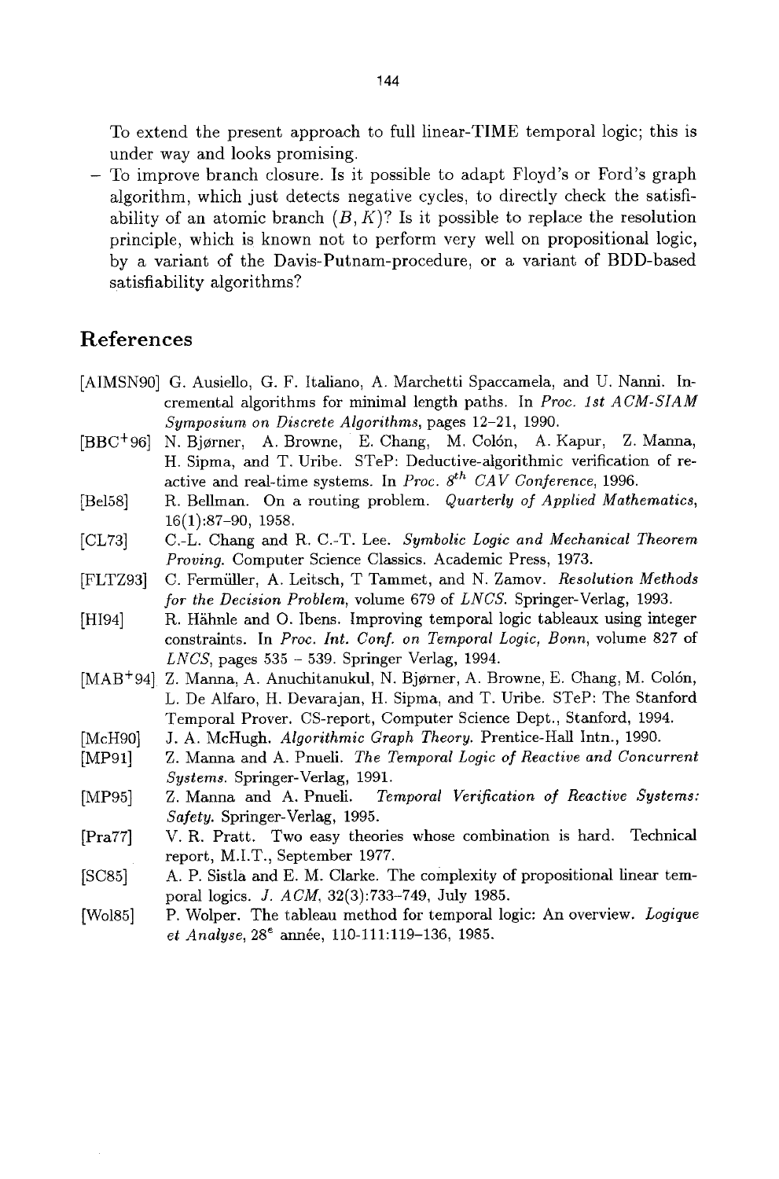To extend the present approach to full linear-TIME temporal logic; this is under way and looks promising.

- To improve branch closure. Is it possible to adapt Floyd's or Ford's graph algorithm, which just detects negative cycles, to directly check the satisfiability of an atomic branch $(B, K)$? Is it possible to replace the resolution principle, which is known not to perform very well on propositional logic, by a variant of the Davis-Putnam-procedure, or a variant of BDD-based satisfiability algorithms?

# References

[AIMSN90] G. Ausiello, G. F. Italiano, A. Marchetti Spaccamela, and U. Nanni. Incremental algorithms for minimal length paths. In *Proc. 1st ACM-SIAM Symposium on Discrete Algorithms*, pages 12–21, 1990.

[BBC+96] N. Bjørner, A. Browne, E. Chang, M. Colón, A. Kapur, Z. Manna, H. Sipma, and T. Uribe. STeP: Deductive-algorithmic verification of reactive and real-time systems. In *Proc. $8^{th}$ CAV Conference*, 1996.

[Bel58] R. Bellman. On a routing problem. *Quarterly of Applied Mathematics*, 16(1):87–90, 1958.

[CL73] C.-L. Chang and R. C.-T. Lee. *Symbolic Logic and Mechanical Theorem Proving*. Computer Science Classics. Academic Press, 1973.

[FLTZ93] C. Fermüller, A. Leitsch, T Tammet, and N. Zamov. *Resolution Methods for the Decision Problem*, volume 679 of *LNCS*. Springer-Verlag, 1993.

[HI94] R. Hähnle and O. Ibens. Improving temporal logic tableaux using integer constraints. In *Proc. Int. Conf. on Temporal Logic, Bonn*, volume 827 of *LNCS*, pages 535 – 539. Springer Verlag, 1994.

[MAB+94] Z. Manna, A. Anuchitanukul, N. Bjørner, A. Browne, E. Chang, M. Colón, L. De Alfaro, H. Devarajan, H. Sipma, and T. Uribe. STeP: The Stanford Temporal Prover. CS-report, Computer Science Dept., Stanford, 1994.

[McH90] J. A. McHugh. *Algorithmic Graph Theory*. Prentice-Hall Intn., 1990.

[MP91] Z. Manna and A. Pnueli. *The Temporal Logic of Reactive and Concurrent Systems*. Springer-Verlag, 1991.

[MP95] Z. Manna and A. Pnueli. *Temporal Verification of Reactive Systems: Safety*. Springer-Verlag, 1995.

[Pra77] V. R. Pratt. Two easy theories whose combination is hard. Technical report, M.I.T., September 1977.

[SC85] A. P. Sistla and E. M. Clarke. The complexity of propositional linear temporal logics. *J. ACM*, 32(3):733–749, July 1985.

[Wol85] P. Wolper. The tableau method for temporal logic: An overview. *Logique et Analyse*, 28$^{e}$ année, 110-111:119–136, 1985.